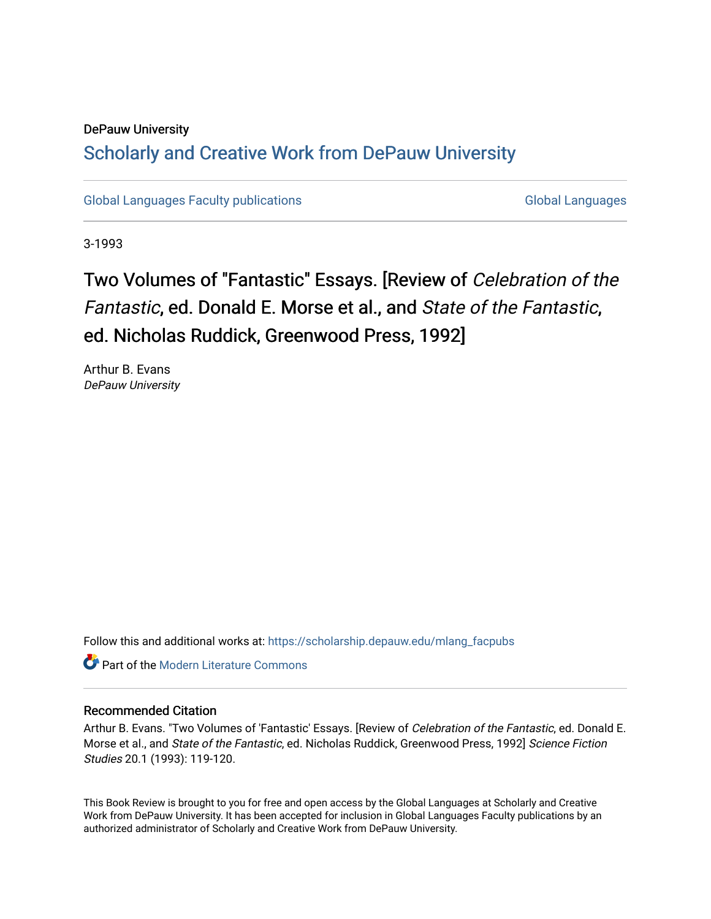DePauw University

## Scholarly and Creative Work from DePauw University

Global Languages Faculty publications | Global Languages

3-1993

# Two Volumes of "Fantastic" Essays. [Review of *Celebration of the Fantastic*, ed. Donald E. Morse et al., and *State of the Fantastic*, ed. Nicholas Ruddick, Greenwood Press, 1992]

Arthur B. Evans
*DePauw University*

Follow this and additional works at: https://scholarship.depauw.edu/mlang_facpubs

Part of the Modern Literature Commons

### Recommended Citation

Arthur B. Evans. "Two Volumes of 'Fantastic' Essays. [Review of *Celebration of the Fantastic*, ed. Donald E. Morse et al., and *State of the Fantastic*, ed. Nicholas Ruddick, Greenwood Press, 1992] *Science Fiction Studies* 20.1 (1993): 119-120.

This Book Review is brought to you for free and open access by the Global Languages at Scholarly and Creative Work from DePauw University. It has been accepted for inclusion in Global Languages Faculty publications by an authorized administrator of Scholarly and Creative Work from DePauw University.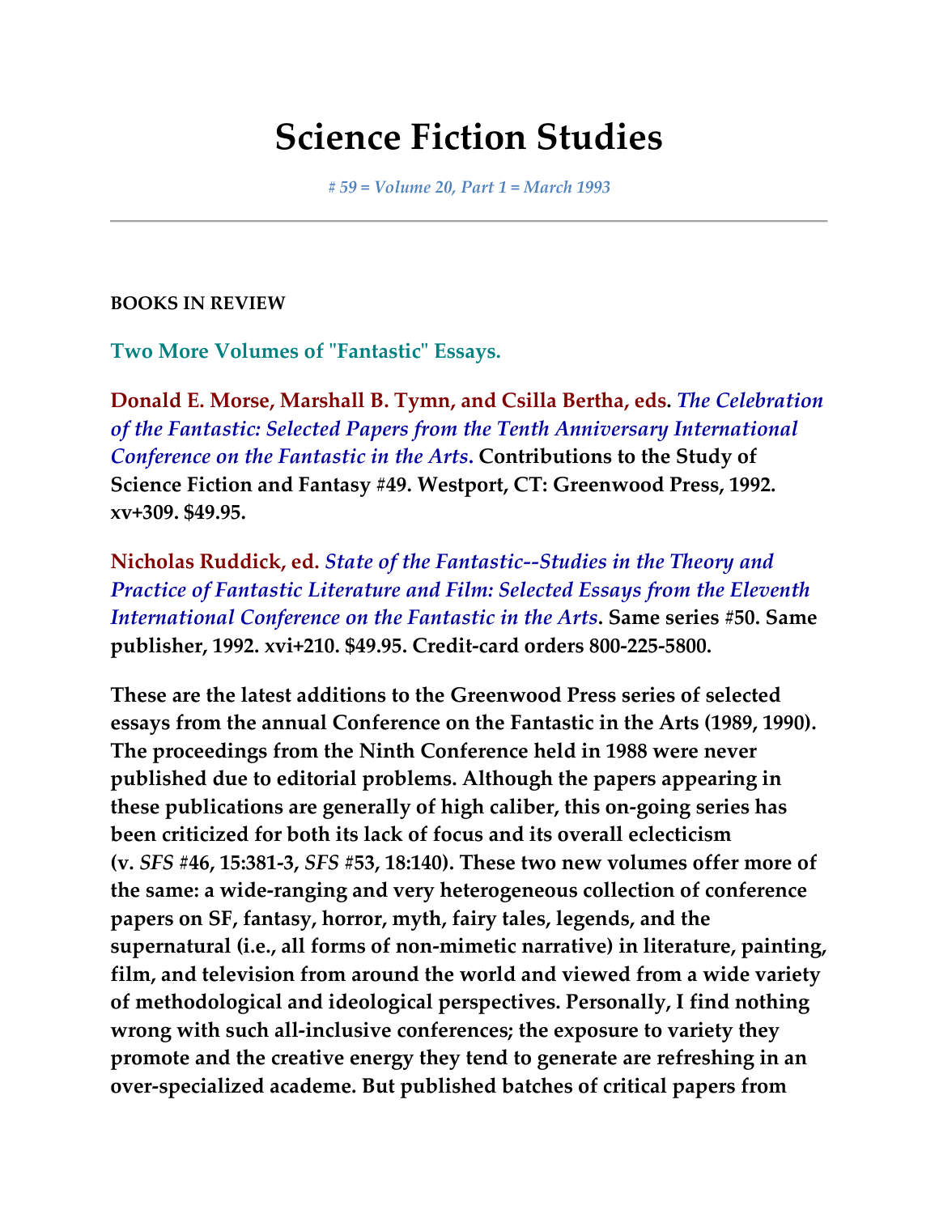# Science Fiction Studies

*# 59 = Volume 20, Part 1 = March 1993*

---

**BOOKS IN REVIEW**

## Two More Volumes of "Fantastic" Essays.

**Donald E. Morse, Marshall B. Tymn, and Csilla Bertha, eds.** ***The Celebration of the Fantastic: Selected Papers from the Tenth Anniversary International Conference on the Fantastic in the Arts*****. Contributions to the Study of Science Fiction and Fantasy #49. Westport, CT: Greenwood Press, 1992. xv+309. $49.95.**

**Nicholas Ruddick, ed.** ***State of the Fantastic--Studies in the Theory and Practice of Fantastic Literature and Film: Selected Essays from the Eleventh International Conference on the Fantastic in the Arts*****. Same series #50. Same publisher, 1992. xvi+210. $49.95. Credit-card orders 800-225-5800.**

**These are the latest additions to the Greenwood Press series of selected essays from the annual Conference on the Fantastic in the Arts (1989, 1990). The proceedings from the Ninth Conference held in 1988 were never published due to editorial problems. Although the papers appearing in these publications are generally of high caliber, this on-going series has been criticized for both its lack of focus and its overall eclecticism (v. *SFS* #46, 15:381-3, *SFS* #53, 18:140). These two new volumes offer more of the same: a wide-ranging and very heterogeneous collection of conference papers on SF, fantasy, horror, myth, fairy tales, legends, and the supernatural (i.e., all forms of non-mimetic narrative) in literature, painting, film, and television from around the world and viewed from a wide variety of methodological and ideological perspectives. Personally, I find nothing wrong with such all-inclusive conferences; the exposure to variety they promote and the creative energy they tend to generate are refreshing in an over-specialized academe. But published batches of critical papers from**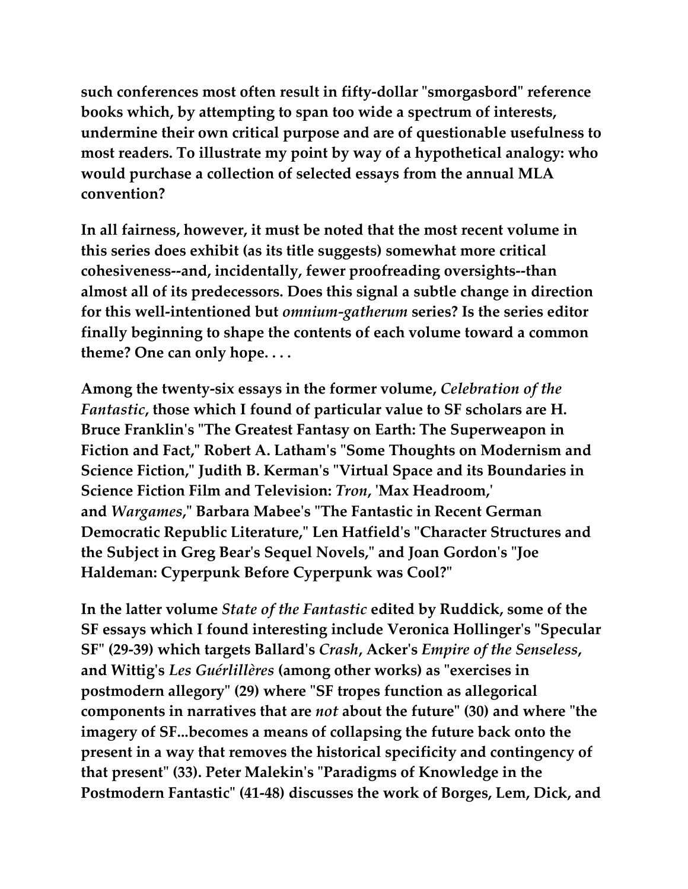**such conferences most often result in fifty-dollar "smorgasbord" reference books which, by attempting to span too wide a spectrum of interests, undermine their own critical purpose and are of questionable usefulness to most readers. To illustrate my point by way of a hypothetical analogy: who would purchase a collection of selected essays from the annual MLA convention?**

**In all fairness, however, it must be noted that the most recent volume in this series does exhibit (as its title suggests) somewhat more critical cohesiveness--and, incidentally, fewer proofreading oversights--than almost all of its predecessors. Does this signal a subtle change in direction for this well-intentioned but *omnium-gatherum* series? Is the series editor finally beginning to shape the contents of each volume toward a common theme? One can only hope. . . .**

**Among the twenty-six essays in the former volume, *Celebration of the Fantastic*, those which I found of particular value to SF scholars are H. Bruce Franklin's "The Greatest Fantasy on Earth: The Superweapon in Fiction and Fact," Robert A. Latham's "Some Thoughts on Modernism and Science Fiction," Judith B. Kerman's "Virtual Space and its Boundaries in Science Fiction Film and Television: *Tron*, 'Max Headroom,' and *Wargames*," Barbara Mabee's "The Fantastic in Recent German Democratic Republic Literature," Len Hatfield's "Character Structures and the Subject in Greg Bear's Sequel Novels," and Joan Gordon's "Joe Haldeman: Cyperpunk Before Cyperpunk was Cool?"**

**In the latter volume *State of the Fantastic* edited by Ruddick, some of the SF essays which I found interesting include Veronica Hollinger's "Specular SF" (29-39) which targets Ballard's *Crash*, Acker's *Empire of the Senseless*, and Wittig's *Les Guérlillères* (among other works) as "exercises in postmodern allegory" (29) where "SF tropes function as allegorical components in narratives that are *not* about the future" (30) and where "the imagery of SF...becomes a means of collapsing the future back onto the present in a way that removes the historical specificity and contingency of that present" (33). Peter Malekin's "Paradigms of Knowledge in the Postmodern Fantastic" (41-48) discusses the work of Borges, Lem, Dick, and**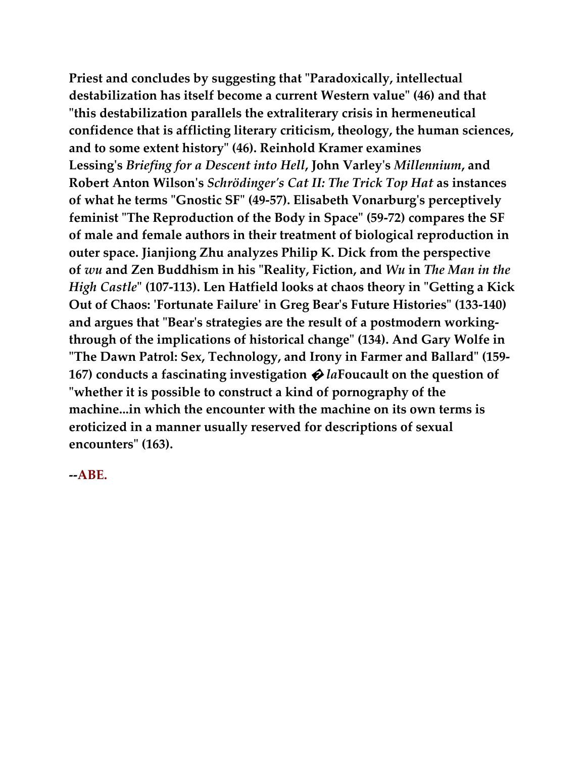**Priest and concludes by suggesting that "Paradoxically, intellectual destabilization has itself become a current Western value" (46) and that "this destabilization parallels the extraliterary crisis in hermeneutical confidence that is afflicting literary criticism, theology, the human sciences, and to some extent history" (46). Reinhold Kramer examines Lessing's *Briefing for a Descent into Hell*, John Varley's *Millennium*, and Robert Anton Wilson's *Schrödinger's Cat II: The Trick Top Hat* as instances of what he terms "Gnostic SF" (49-57). Elisabeth Vonarburg's perceptively feminist "The Reproduction of the Body in Space" (59-72) compares the SF of male and female authors in their treatment of biological reproduction in outer space. Jianjiong Zhu analyzes Philip K. Dick from the perspective of *wu* and Zen Buddhism in his "Reality, Fiction, and *Wu* in *The Man in the High Castle*" (107-113). Len Hatfield looks at chaos theory in "Getting a Kick Out of Chaos: 'Fortunate Failure' in Greg Bear's Future Histories" (133-140) and argues that "Bear's strategies are the result of a postmodern working-through of the implications of historical change" (134). And Gary Wolfe in "The Dawn Patrol: Sex, Technology, and Irony in Farmer and Ballard" (159-167) conducts a fascinating investigation � *la*Foucault on the question of "whether it is possible to construct a kind of pornography of the machine...in which the encounter with the machine on its own terms is eroticized in a manner usually reserved for descriptions of sexual encounters" (163).**

**--ABE.**